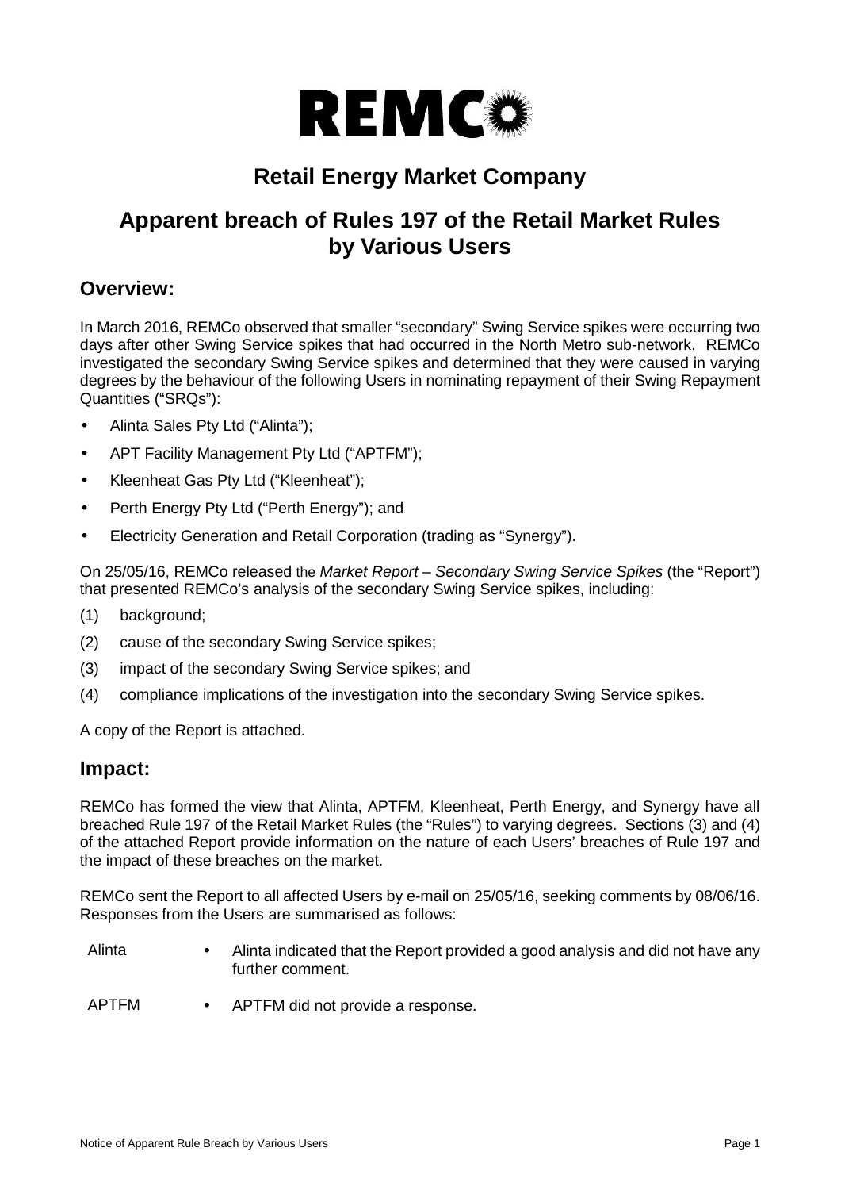# REMCO

## Retail Energy Market Company

## Apparent breach of Rules 197 of the Retail Market Rules by Various Users

### Overview:

In March 2016, REMCo observed that smaller "secondary" Swing Service spikes were occurring two days after other Swing Service spikes that had occurred in the North Metro sub-network. REMCo investigated the secondary Swing Service spikes and determined that they were caused in varying degrees by the behaviour of the following Users in nominating repayment of their Swing Repayment Quantities ("SRQs"):

- Alinta Sales Pty Ltd ("Alinta");
- APT Facility Management Pty Ltd ("APTFM");
- Kleenheat Gas Pty Ltd ("Kleenheat");
- Perth Energy Pty Ltd ("Perth Energy"); and
- Electricity Generation and Retail Corporation (trading as "Synergy").

On 25/05/16, REMCo released the *Market Report – Secondary Swing Service Spikes* (the "Report") that presented REMCo's analysis of the secondary Swing Service spikes, including:

(1) background;

(2) cause of the secondary Swing Service spikes;

(3) impact of the secondary Swing Service spikes; and

(4) compliance implications of the investigation into the secondary Swing Service spikes.

A copy of the Report is attached.

### Impact:

REMCo has formed the view that Alinta, APTFM, Kleenheat, Perth Energy, and Synergy have all breached Rule 197 of the Retail Market Rules (the "Rules") to varying degrees. Sections (3) and (4) of the attached Report provide information on the nature of each Users' breaches of Rule 197 and the impact of these breaches on the market.

REMCo sent the Report to all affected Users by e-mail on 25/05/16, seeking comments by 08/06/16. Responses from the Users are summarised as follows:

| | |
|---|---|
| Alinta | • Alinta indicated that the Report provided a good analysis and did not have any further comment. |
| APTFM | • APTFM did not provide a response. |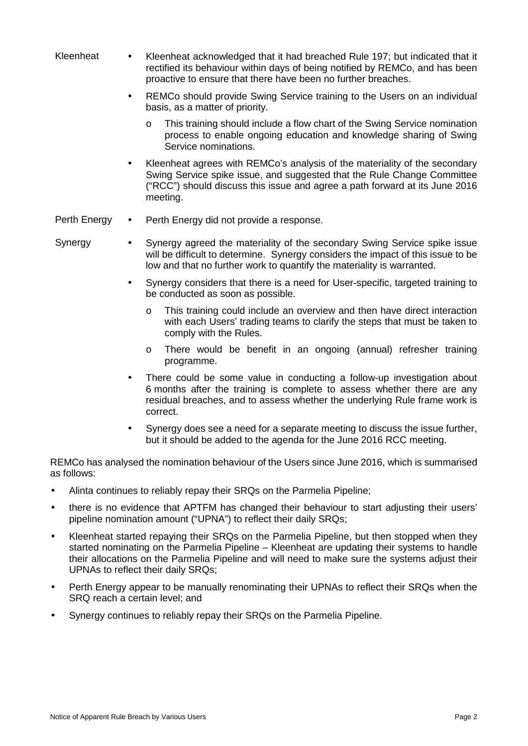| | |
|---|---|
| Kleenheat | • Kleenheat acknowledged that it had breached Rule 197; but indicated that it rectified its behaviour within days of being notified by REMCo, and has been proactive to ensure that there have been no further breaches.<br>• REMCo should provide Swing Service training to the Users on an individual basis, as a matter of priority.<br>  o This training should include a flow chart of the Swing Service nomination process to enable ongoing education and knowledge sharing of Swing Service nominations.<br>• Kleenheat agrees with REMCo's analysis of the materiality of the secondary Swing Service spike issue, and suggested that the Rule Change Committee ("RCC") should discuss this issue and agree a path forward at its June 2016 meeting. |
| Perth Energy | • Perth Energy did not provide a response. |
| Synergy | • Synergy agreed the materiality of the secondary Swing Service spike issue will be difficult to determine. Synergy considers the impact of this issue to be low and that no further work to quantify the materiality is warranted.<br>• Synergy considers that there is a need for User-specific, targeted training to be conducted as soon as possible.<br>  o This training could include an overview and then have direct interaction with each Users' trading teams to clarify the steps that must be taken to comply with the Rules.<br>  o There would be benefit in an ongoing (annual) refresher training programme.<br>• There could be some value in conducting a follow-up investigation about 6 months after the training is complete to assess whether there are any residual breaches, and to assess whether the underlying Rule frame work is correct.<br>• Synergy does see a need for a separate meeting to discuss the issue further, but it should be added to the agenda for the June 2016 RCC meeting. |

REMCo has analysed the nomination behaviour of the Users since June 2016, which is summarised as follows:

- Alinta continues to reliably repay their SRQs on the Parmelia Pipeline;
- there is no evidence that APTFM has changed their behaviour to start adjusting their users' pipeline nomination amount ("UPNA") to reflect their daily SRQs;
- Kleenheat started repaying their SRQs on the Parmelia Pipeline, but then stopped when they started nominating on the Parmelia Pipeline – Kleenheat are updating their systems to handle their allocations on the Parmelia Pipeline and will need to make sure the systems adjust their UPNAs to reflect their daily SRQs;
- Perth Energy appear to be manually renominating their UPNAs to reflect their SRQs when the SRQ reach a certain level; and
- Synergy continues to reliably repay their SRQs on the Parmelia Pipeline.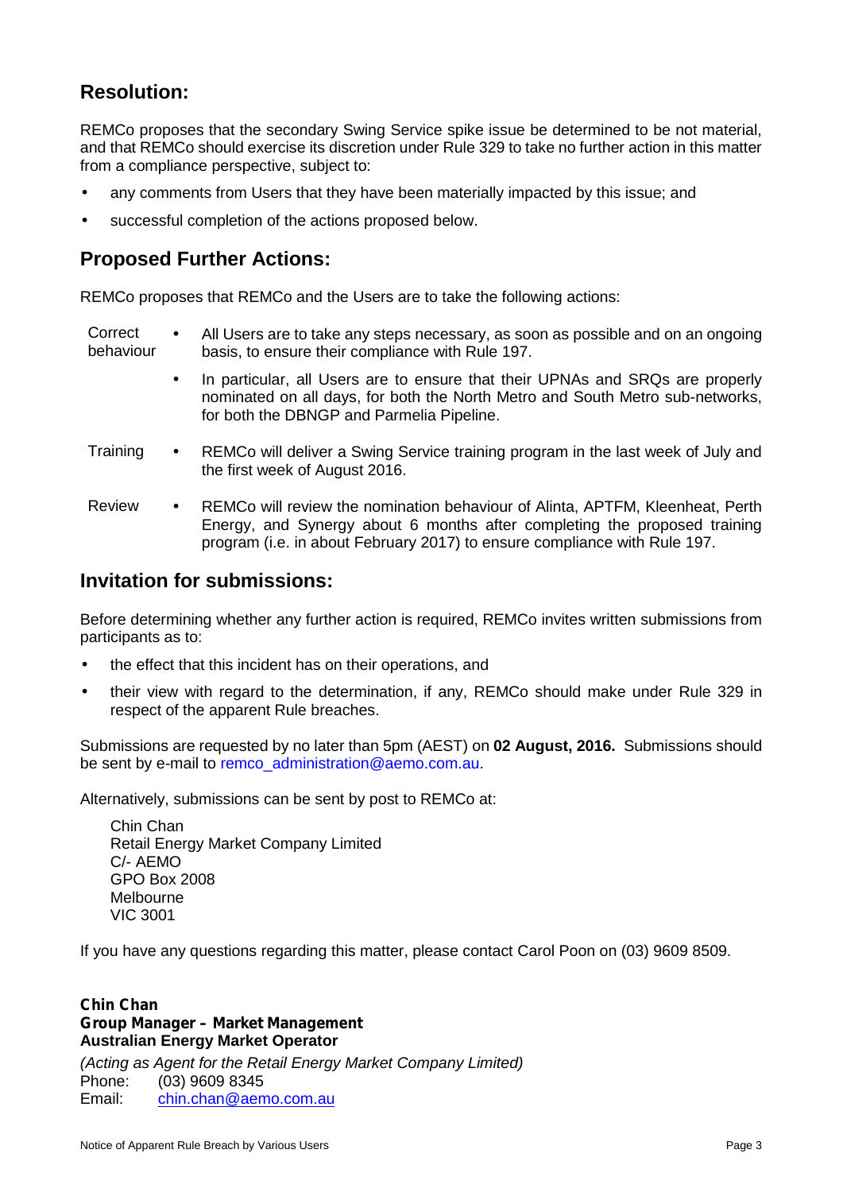## Resolution:

REMCo proposes that the secondary Swing Service spike issue be determined to be not material, and that REMCo should exercise its discretion under Rule 329 to take no further action in this matter from a compliance perspective, subject to:

- any comments from Users that they have been materially impacted by this issue; and
- successful completion of the actions proposed below.

## Proposed Further Actions:

REMCo proposes that REMCo and the Users are to take the following actions:

| | |
|---|---|
| Correct behaviour | • All Users are to take any steps necessary, as soon as possible and on an ongoing basis, to ensure their compliance with Rule 197.<br>• In particular, all Users are to ensure that their UPNAs and SRQs are properly nominated on all days, for both the North Metro and South Metro sub-networks, for both the DBNGP and Parmelia Pipeline. |
| Training | • REMCo will deliver a Swing Service training program in the last week of July and the first week of August 2016. |
| Review | • REMCo will review the nomination behaviour of Alinta, APTFM, Kleenheat, Perth Energy, and Synergy about 6 months after completing the proposed training program (i.e. in about February 2017) to ensure compliance with Rule 197. |

## Invitation for submissions:

Before determining whether any further action is required, REMCo invites written submissions from participants as to:

- the effect that this incident has on their operations, and
- their view with regard to the determination, if any, REMCo should make under Rule 329 in respect of the apparent Rule breaches.

Submissions are requested by no later than 5pm (AEST) on **02 August, 2016.** Submissions should be sent by e-mail to remco_administration@aemo.com.au.

Alternatively, submissions can be sent by post to REMCo at:

Chin Chan
Retail Energy Market Company Limited
C/- AEMO
GPO Box 2008
Melbourne
VIC 3001

If you have any questions regarding this matter, please contact Carol Poon on (03) 9609 8509.

**Chin Chan**
**Group Manager – Market Management**
**Australian Energy Market Operator**
*(Acting as Agent for the Retail Energy Market Company Limited)*
Phone: (03) 9609 8345
Email: chin.chan@aemo.com.au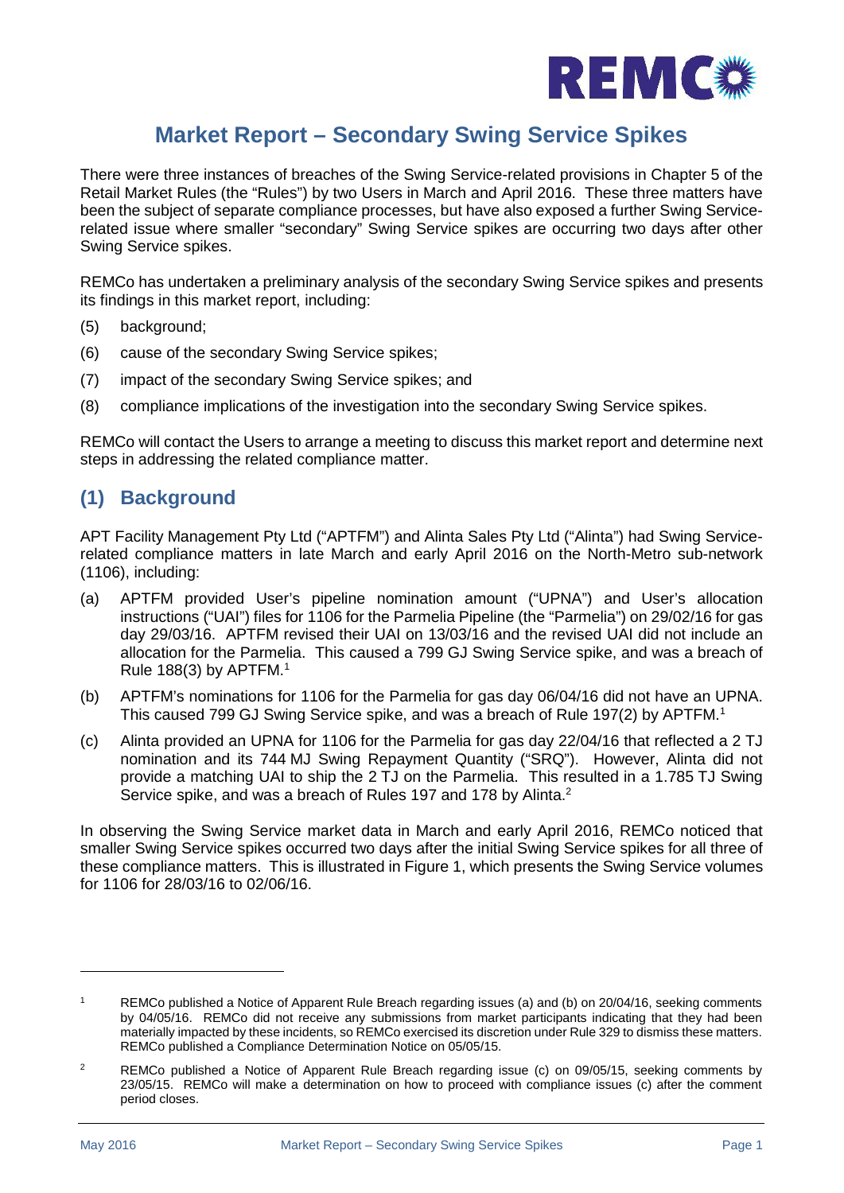# Market Report – Secondary Swing Service Spikes

There were three instances of breaches of the Swing Service-related provisions in Chapter 5 of the Retail Market Rules (the "Rules") by two Users in March and April 2016. These three matters have been the subject of separate compliance processes, but have also exposed a further Swing Service-related issue where smaller "secondary" Swing Service spikes are occurring two days after other Swing Service spikes.

REMCo has undertaken a preliminary analysis of the secondary Swing Service spikes and presents its findings in this market report, including:

(5) background;

(6) cause of the secondary Swing Service spikes;

(7) impact of the secondary Swing Service spikes; and

(8) compliance implications of the investigation into the secondary Swing Service spikes.

REMCo will contact the Users to arrange a meeting to discuss this market report and determine next steps in addressing the related compliance matter.

## (1) Background

APT Facility Management Pty Ltd ("APTFM") and Alinta Sales Pty Ltd ("Alinta") had Swing Service-related compliance matters in late March and early April 2016 on the North-Metro sub-network (1106), including:

(a) APTFM provided User's pipeline nomination amount ("UPNA") and User's allocation instructions ("UAI") files for 1106 for the Parmelia Pipeline (the "Parmelia") on 29/02/16 for gas day 29/03/16. APTFM revised their UAI on 13/03/16 and the revised UAI did not include an allocation for the Parmelia. This caused a 799 GJ Swing Service spike, and was a breach of Rule 188(3) by APTFM.[1]

(b) APTFM's nominations for 1106 for the Parmelia for gas day 06/04/16 did not have an UPNA. This caused 799 GJ Swing Service spike, and was a breach of Rule 197(2) by APTFM.[1]

(c) Alinta provided an UPNA for 1106 for the Parmelia for gas day 22/04/16 that reflected a 2 TJ nomination and its 744 MJ Swing Repayment Quantity ("SRQ"). However, Alinta did not provide a matching UAI to ship the 2 TJ on the Parmelia. This resulted in a 1.785 TJ Swing Service spike, and was a breach of Rules 197 and 178 by Alinta.[2]

In observing the Swing Service market data in March and early April 2016, REMCo noticed that smaller Swing Service spikes occurred two days after the initial Swing Service spikes for all three of these compliance matters. This is illustrated in Figure 1, which presents the Swing Service volumes for 1106 for 28/03/16 to 02/06/16.

[1] REMCo published a Notice of Apparent Rule Breach regarding issues (a) and (b) on 20/04/16, seeking comments by 04/05/16. REMCo did not receive any submissions from market participants indicating that they had been materially impacted by these incidents, so REMCo exercised its discretion under Rule 329 to dismiss these matters. REMCo published a Compliance Determination Notice on 05/05/15.

[2] REMCo published a Notice of Apparent Rule Breach regarding issue (c) on 09/05/15, seeking comments by 23/05/15. REMCo will make a determination on how to proceed with compliance issues (c) after the comment period closes.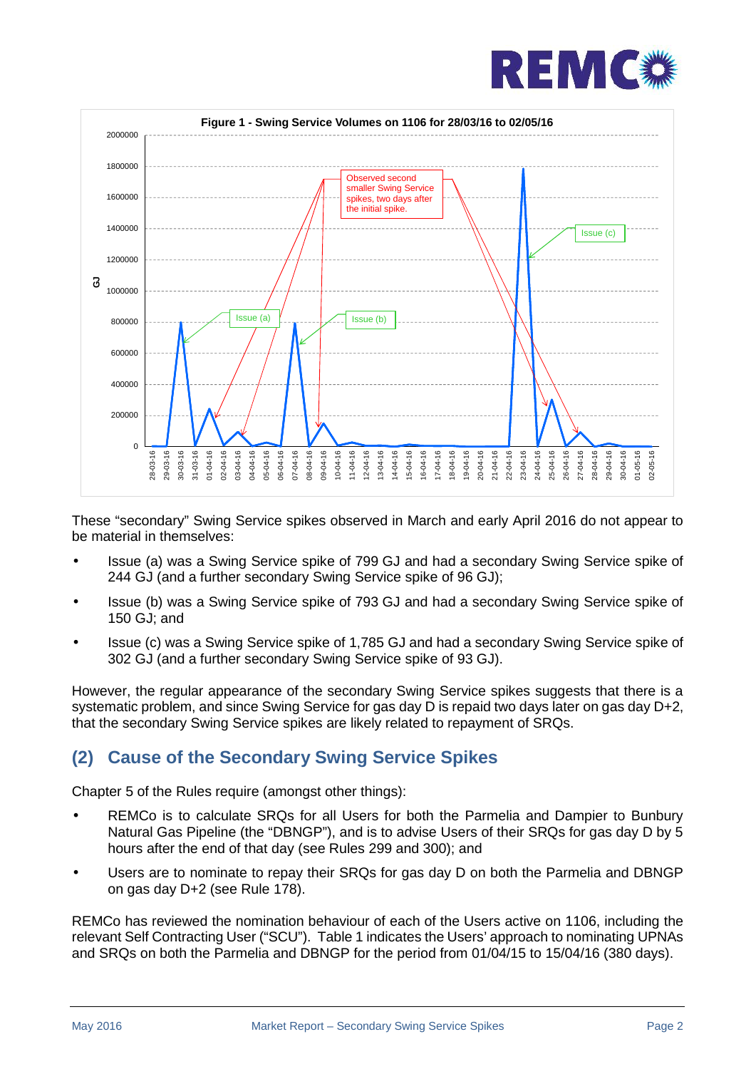Figure 1 - Swing Service Volumes on 1106 for 28/03/16 to 02/05/16

These “secondary” Swing Service spikes observed in March and early April 2016 do not appear to be material in themselves:

- Issue (a) was a Swing Service spike of 799 GJ and had a secondary Swing Service spike of 244 GJ (and a further secondary Swing Service spike of 96 GJ);
- Issue (b) was a Swing Service spike of 793 GJ and had a secondary Swing Service spike of 150 GJ; and
- Issue (c) was a Swing Service spike of 1,785 GJ and had a secondary Swing Service spike of 302 GJ (and a further secondary Swing Service spike of 93 GJ).

However, the regular appearance of the secondary Swing Service spikes suggests that there is a systematic problem, and since Swing Service for gas day D is repaid two days later on gas day D+2, that the secondary Swing Service spikes are likely related to repayment of SRQs.

## (2) Cause of the Secondary Swing Service Spikes

Chapter 5 of the Rules require (amongst other things):

- REMCo is to calculate SRQs for all Users for both the Parmelia and Dampier to Bunbury Natural Gas Pipeline (the “DBNGP”), and is to advise Users of their SRQs for gas day D by 5 hours after the end of that day (see Rules 299 and 300); and
- Users are to nominate to repay their SRQs for gas day D on both the Parmelia and DBNGP on gas day D+2 (see Rule 178).

REMCo has reviewed the nomination behaviour of each of the Users active on 1106, including the relevant Self Contracting User (“SCU”). Table 1 indicates the Users’ approach to nominating UPNAs and SRQs on both the Parmelia and DBNGP for the period from 01/04/15 to 15/04/16 (380 days).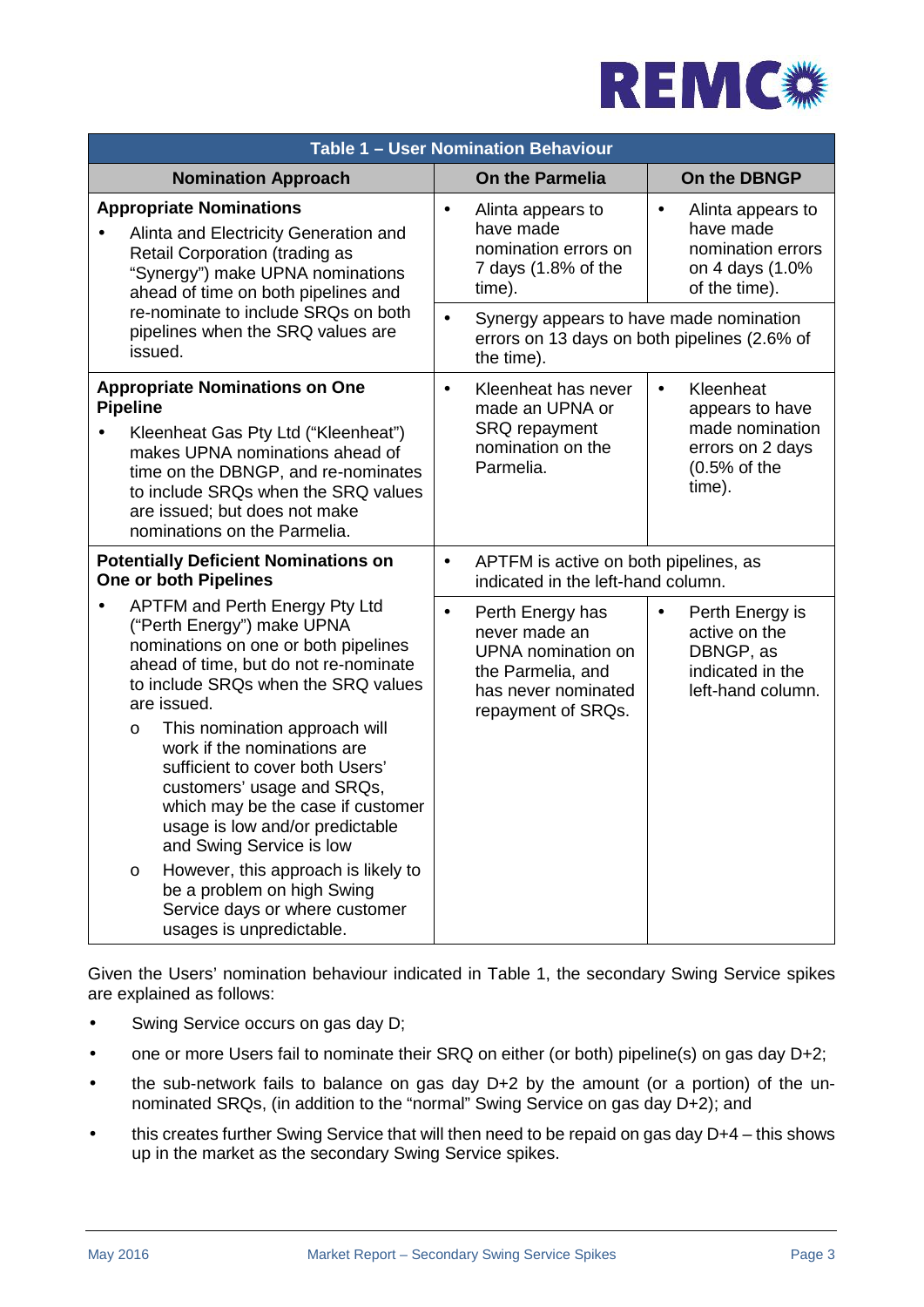| Table 1 – User Nomination Behaviour | | |
|---|---|---|
| **Nomination Approach** | **On the Parmelia** | **On the DBNGP** |
| **Appropriate Nominations**<br>• Alinta and Electricity Generation and Retail Corporation (trading as "Synergy") make UPNA nominations ahead of time on both pipelines and re-nominate to include SRQs on both pipelines when the SRQ values are issued. | • Alinta appears to have made nomination errors on 7 days (1.8% of the time).<br>• Synergy appears to have made nomination errors on 13 days on both pipelines (2.6% of the time). | • Alinta appears to have made nomination errors on 4 days (1.0% of the time). |
| **Appropriate Nominations on One Pipeline**<br>• Kleenheat Gas Pty Ltd ("Kleenheat") makes UPNA nominations ahead of time on the DBNGP, and re-nominates to include SRQs when the SRQ values are issued; but does not make nominations on the Parmelia. | • Kleenheat has never made an UPNA or SRQ repayment nomination on the Parmelia. | • Kleenheat appears to have made nomination errors on 2 days (0.5% of the time). |
| **Potentially Deficient Nominations on One or both Pipelines**<br>• APTFM and Perth Energy Pty Ltd ("Perth Energy") make UPNA nominations on one or both pipelines ahead of time, but do not re-nominate to include SRQs when the SRQ values are issued.<br>o This nomination approach will work if the nominations are sufficient to cover both Users' customers' usage and SRQs, which may be the case if customer usage is low and/or predictable and Swing Service is low<br>o However, this approach is likely to be a problem on high Swing Service days or where customer usages is unpredictable. | • APTFM is active on both pipelines, as indicated in the left-hand column.<br>• Perth Energy has never made an UPNA nomination on the Parmelia, and has never nominated repayment of SRQs. | • Perth Energy is active on the DBNGP, as indicated in the left-hand column. |

Given the Users' nomination behaviour indicated in Table 1, the secondary Swing Service spikes are explained as follows:

- Swing Service occurs on gas day D;
- one or more Users fail to nominate their SRQ on either (or both) pipeline(s) on gas day D+2;
- the sub-network fails to balance on gas day D+2 by the amount (or a portion) of the un-nominated SRQs, (in addition to the "normal" Swing Service on gas day D+2); and
- this creates further Swing Service that will then need to be repaid on gas day D+4 – this shows up in the market as the secondary Swing Service spikes.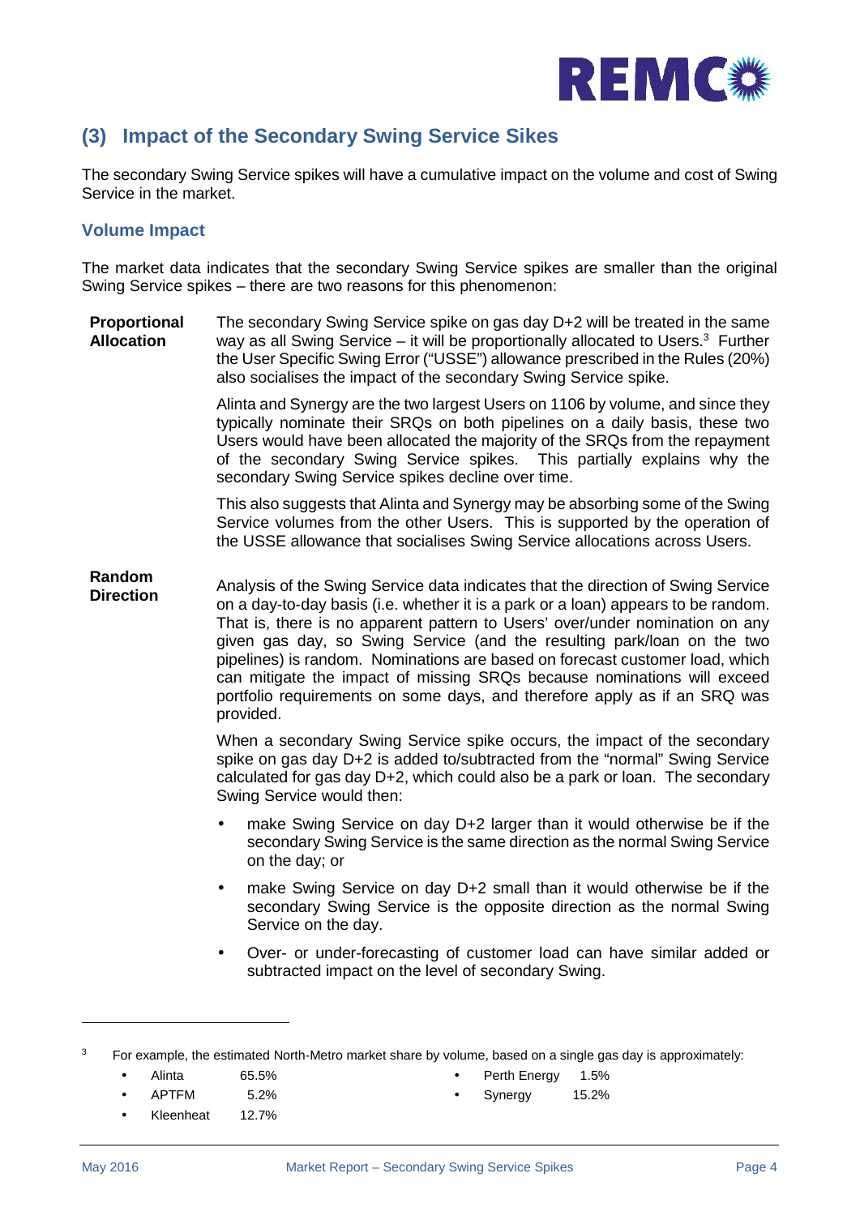## (3) Impact of the Secondary Swing Service Sikes

The secondary Swing Service spikes will have a cumulative impact on the volume and cost of Swing Service in the market.

### Volume Impact

The market data indicates that the secondary Swing Service spikes are smaller than the original Swing Service spikes – there are two reasons for this phenomenon:

**Proportional Allocation**

The secondary Swing Service spike on gas day D+2 will be treated in the same way as all Swing Service – it will be proportionally allocated to Users.[3] Further the User Specific Swing Error ("USSE") allowance prescribed in the Rules (20%) also socialises the impact of the secondary Swing Service spike.

Alinta and Synergy are the two largest Users on 1106 by volume, and since they typically nominate their SRQs on both pipelines on a daily basis, these two Users would have been allocated the majority of the SRQs from the repayment of the secondary Swing Service spikes. This partially explains why the secondary Swing Service spikes decline over time.

This also suggests that Alinta and Synergy may be absorbing some of the Swing Service volumes from the other Users. This is supported by the operation of the USSE allowance that socialises Swing Service allocations across Users.

**Random Direction**

Analysis of the Swing Service data indicates that the direction of Swing Service on a day-to-day basis (i.e. whether it is a park or a loan) appears to be random. That is, there is no apparent pattern to Users' over/under nomination on any given gas day, so Swing Service (and the resulting park/loan on the two pipelines) is random. Nominations are based on forecast customer load, which can mitigate the impact of missing SRQs because nominations will exceed portfolio requirements on some days, and therefore apply as if an SRQ was provided.

When a secondary Swing Service spike occurs, the impact of the secondary spike on gas day D+2 is added to/subtracted from the "normal" Swing Service calculated for gas day D+2, which could also be a park or loan. The secondary Swing Service would then:

- make Swing Service on day D+2 larger than it would otherwise be if the secondary Swing Service is the same direction as the normal Swing Service on the day; or
- make Swing Service on day D+2 small than it would otherwise be if the secondary Swing Service is the opposite direction as the normal Swing Service on the day.
- Over- or under-forecasting of customer load can have similar added or subtracted impact on the level of secondary Swing.

---

[3] For example, the estimated North-Metro market share by volume, based on a single gas day is approximately:

- Alinta 65.5%
- APTFM 5.2%
- Kleenheat 12.7%
- Perth Energy 1.5%
- Synergy 15.2%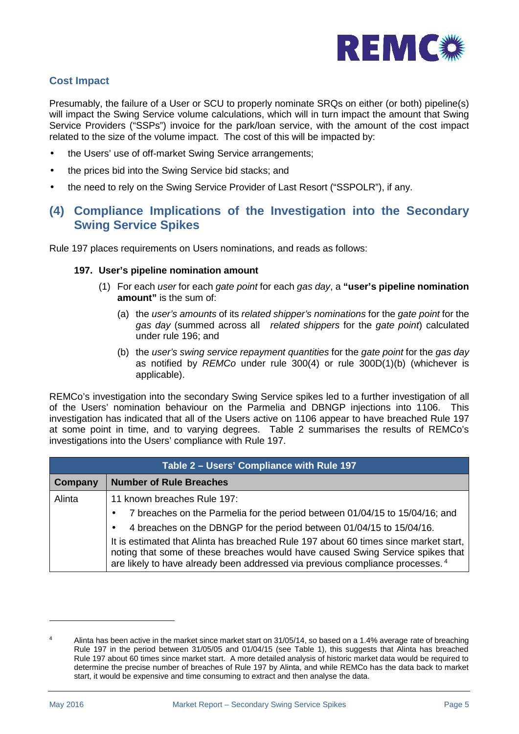### Cost Impact

Presumably, the failure of a User or SCU to properly nominate SRQs on either (or both) pipeline(s) will impact the Swing Service volume calculations, which will in turn impact the amount that Swing Service Providers ("SSPs") invoice for the park/loan service, with the amount of the cost impact related to the size of the volume impact. The cost of this will be impacted by:

- the Users' use of off-market Swing Service arrangements;
- the prices bid into the Swing Service bid stacks; and
- the need to rely on the Swing Service Provider of Last Resort ("SSPOLR"), if any.

## (4) Compliance Implications of the Investigation into the Secondary Swing Service Spikes

Rule 197 places requirements on Users nominations, and reads as follows:

> **197. User's pipeline nomination amount**
>
> (1) For each *user* for each *gate point* for each *gas day*, a **"user's pipeline nomination amount"** is the sum of:
>
> (a) the *user's amounts* of its *related shipper's nominations* for the *gate point* for the *gas day* (summed across all *related shippers* for the *gate point*) calculated under rule 196; and
>
> (b) the *user's swing service repayment quantities* for the *gate point* for the *gas day* as notified by *REMCo* under rule 300(4) or rule 300D(1)(b) (whichever is applicable).

REMCo's investigation into the secondary Swing Service spikes led to a further investigation of all of the Users' nomination behaviour on the Parmelia and DBNGP injections into 1106. This investigation has indicated that all of the Users active on 1106 appear to have breached Rule 197 at some point in time, and to varying degrees. Table 2 summarises the results of REMCo's investigations into the Users' compliance with Rule 197.

**Table 2 – Users' Compliance with Rule 197**

| Company | Number of Rule Breaches |
|---|---|
| Alinta | 11 known breaches Rule 197:<br>• 7 breaches on the Parmelia for the period between 01/04/15 to 15/04/16; and<br>• 4 breaches on the DBNGP for the period between 01/04/15 to 15/04/16.<br>It is estimated that Alinta has breached Rule 197 about 60 times since market start, noting that some of these breaches would have caused Swing Service spikes that are likely to have already been addressed via previous compliance processes. [4] |

[4] Alinta has been active in the market since market start on 31/05/14, so based on a 1.4% average rate of breaching Rule 197 in the period between 31/05/05 and 01/04/15 (see Table 1), this suggests that Alinta has breached Rule 197 about 60 times since market start. A more detailed analysis of historic market data would be required to determine the precise number of breaches of Rule 197 by Alinta, and while REMCo has the data back to market start, it would be expensive and time consuming to extract and then analyse the data.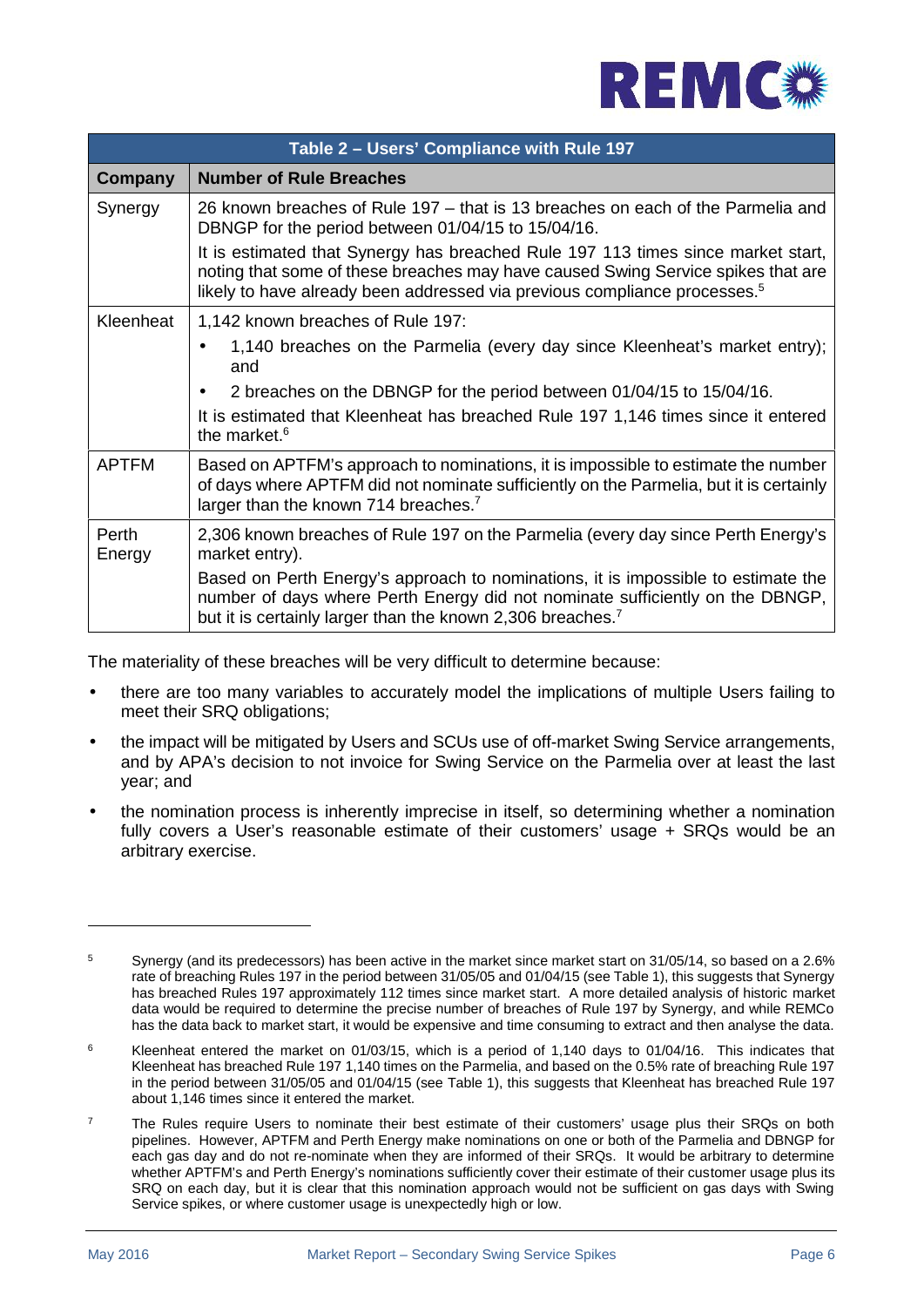| Table 2 – Users' Compliance with Rule 197 | |
|---|---|
| **Company** | **Number of Rule Breaches** |
| Synergy | 26 known breaches of Rule 197 – that is 13 breaches on each of the Parmelia and DBNGP for the period between 01/04/15 to 15/04/16.<br><br>It is estimated that Synergy has breached Rule 197 113 times since market start, noting that some of these breaches may have caused Swing Service spikes that are likely to have already been addressed via previous compliance processes.[5] |
| Kleenheat | 1,142 known breaches of Rule 197:<br>• 1,140 breaches on the Parmelia (every day since Kleenheat's market entry); and<br>• 2 breaches on the DBNGP for the period between 01/04/15 to 15/04/16.<br><br>It is estimated that Kleenheat has breached Rule 197 1,146 times since it entered the market.[6] |
| APTFM | Based on APTFM's approach to nominations, it is impossible to estimate the number of days where APTFM did not nominate sufficiently on the Parmelia, but it is certainly larger than the known 714 breaches.[7] |
| Perth Energy | 2,306 known breaches of Rule 197 on the Parmelia (every day since Perth Energy's market entry).<br><br>Based on Perth Energy's approach to nominations, it is impossible to estimate the number of days where Perth Energy did not nominate sufficiently on the DBNGP, but it is certainly larger than the known 2,306 breaches.[7] |

The materiality of these breaches will be very difficult to determine because:

- there are too many variables to accurately model the implications of multiple Users failing to meet their SRQ obligations;
- the impact will be mitigated by Users and SCUs use of off-market Swing Service arrangements, and by APA's decision to not invoice for Swing Service on the Parmelia over at least the last year; and
- the nomination process is inherently imprecise in itself, so determining whether a nomination fully covers a User's reasonable estimate of their customers' usage + SRQs would be an arbitrary exercise.

---

[5] Synergy (and its predecessors) has been active in the market since market start on 31/05/14, so based on a 2.6% rate of breaching Rules 197 in the period between 31/05/05 and 01/04/15 (see Table 1), this suggests that Synergy has breached Rules 197 approximately 112 times since market start. A more detailed analysis of historic market data would be required to determine the precise number of breaches of Rule 197 by Synergy, and while REMCo has the data back to market start, it would be expensive and time consuming to extract and then analyse the data.

[6] Kleenheat entered the market on 01/03/15, which is a period of 1,140 days to 01/04/16. This indicates that Kleenheat has breached Rule 197 1,140 times on the Parmelia, and based on the 0.5% rate of breaching Rule 197 in the period between 31/05/05 and 01/04/15 (see Table 1), this suggests that Kleenheat has breached Rule 197 about 1,146 times since it entered the market.

[7] The Rules require Users to nominate their best estimate of their customers' usage plus their SRQs on both pipelines. However, APTFM and Perth Energy make nominations on one or both of the Parmelia and DBNGP for each gas day and do not re-nominate when they are informed of their SRQs. It would be arbitrary to determine whether APTFM's and Perth Energy's nominations sufficiently cover their estimate of their customer usage plus its SRQ on each day, but it is clear that this nomination approach would not be sufficient on gas days with Swing Service spikes, or where customer usage is unexpectedly high or low.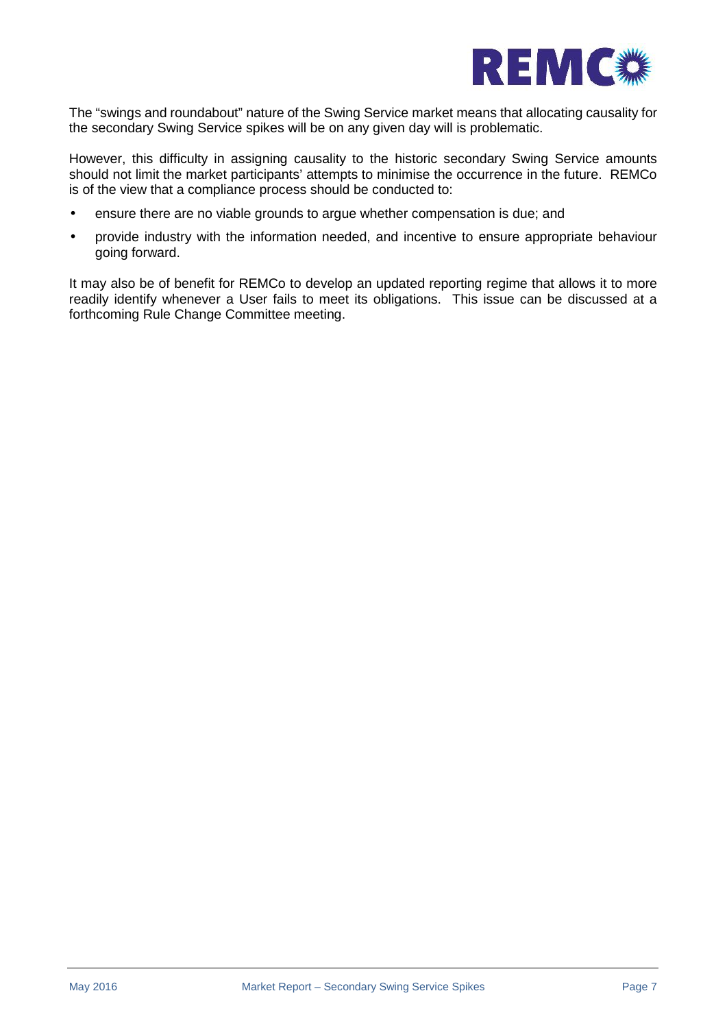The "swings and roundabout" nature of the Swing Service market means that allocating causality for the secondary Swing Service spikes will be on any given day will is problematic.

However, this difficulty in assigning causality to the historic secondary Swing Service amounts should not limit the market participants' attempts to minimise the occurrence in the future. REMCo is of the view that a compliance process should be conducted to:

- ensure there are no viable grounds to argue whether compensation is due; and
- provide industry with the information needed, and incentive to ensure appropriate behaviour going forward.

It may also be of benefit for REMCo to develop an updated reporting regime that allows it to more readily identify whenever a User fails to meet its obligations. This issue can be discussed at a forthcoming Rule Change Committee meeting.